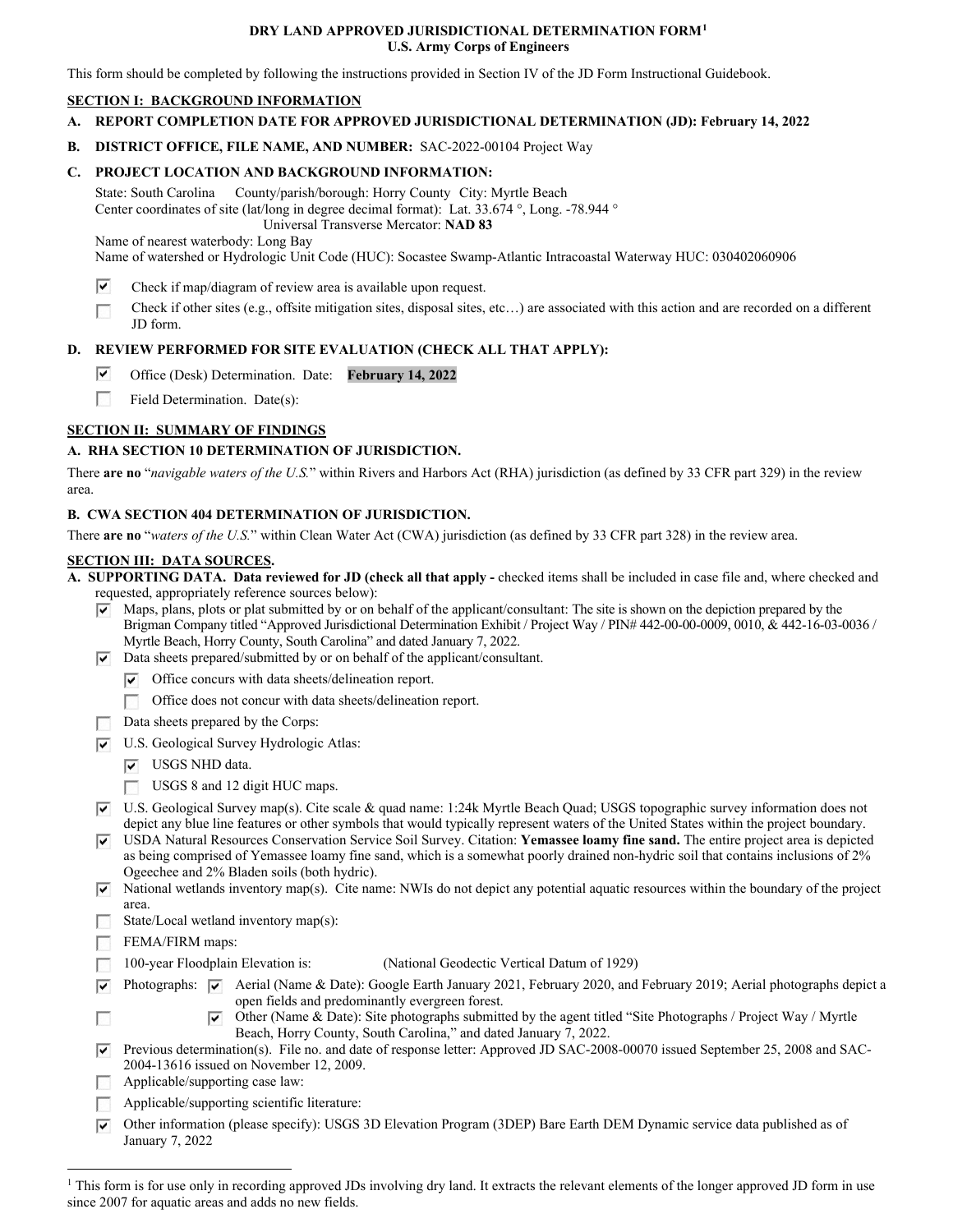# DRY LAND APPROVED JURISDICTIONAL DETERMINATION FORM[1]
## U.S. Army Corps of Engineers

This form should be completed by following the instructions provided in Section IV of the JD Form Instructional Guidebook.

## SECTION I: BACKGROUND INFORMATION

**A. REPORT COMPLETION DATE FOR APPROVED JURISDICTIONAL DETERMINATION (JD): February 14, 2022**

**B. DISTRICT OFFICE, FILE NAME, AND NUMBER:** SAC-2022-00104 Project Way

**C. PROJECT LOCATION AND BACKGROUND INFORMATION:**

State: South Carolina County/parish/borough: Horry County City: Myrtle Beach
Center coordinates of site (lat/long in degree decimal format): Lat. 33.674 °, Long. -78.944 °
Universal Transverse Mercator: **NAD 83**
Name of nearest waterbody: Long Bay
Name of watershed or Hydrologic Unit Code (HUC): Socastee Swamp-Atlantic Intracoastal Waterway HUC: 030402060906

- [x] Check if map/diagram of review area is available upon request.
- [ ] Check if other sites (e.g., offsite mitigation sites, disposal sites, etc…) are associated with this action and are recorded on a different JD form.

**D. REVIEW PERFORMED FOR SITE EVALUATION (CHECK ALL THAT APPLY):**

- [x] Office (Desk) Determination. Date: **February 14, 2022**
- [ ] Field Determination. Date(s):

## SECTION II: SUMMARY OF FINDINGS

**A. RHA SECTION 10 DETERMINATION OF JURISDICTION.**

There **are no** "*navigable waters of the U.S.*" within Rivers and Harbors Act (RHA) jurisdiction (as defined by 33 CFR part 329) in the review area.

**B. CWA SECTION 404 DETERMINATION OF JURISDICTION.**

There **are no** "*waters of the U.S.*" within Clean Water Act (CWA) jurisdiction (as defined by 33 CFR part 328) in the review area.

## SECTION III: DATA SOURCES.

**A. SUPPORTING DATA. Data reviewed for JD (check all that apply -** checked items shall be included in case file and, where checked and requested, appropriately reference sources below):

- [x] Maps, plans, plots or plat submitted by or on behalf of the applicant/consultant: The site is shown on the depiction prepared by the Brigman Company titled "Approved Jurisdictional Determination Exhibit / Project Way / PIN# 442-00-00-0009, 0010, & 442-16-03-0036 / Myrtle Beach, Horry County, South Carolina" and dated January 7, 2022.
- [x] Data sheets prepared/submitted by or on behalf of the applicant/consultant.
  - [x] Office concurs with data sheets/delineation report.
  - [ ] Office does not concur with data sheets/delineation report.
- [ ] Data sheets prepared by the Corps:
- [x] U.S. Geological Survey Hydrologic Atlas:
  - [x] USGS NHD data.
  - [ ] USGS 8 and 12 digit HUC maps.
- [x] U.S. Geological Survey map(s). Cite scale & quad name: 1:24k Myrtle Beach Quad; USGS topographic survey information does not depict any blue line features or other symbols that would typically represent waters of the United States within the project boundary.
- [x] USDA Natural Resources Conservation Service Soil Survey. Citation: **Yemassee loamy fine sand.** The entire project area is depicted as being comprised of Yemassee loamy fine sand, which is a somewhat poorly drained non-hydric soil that contains inclusions of 2% Ogeechee and 2% Bladen soils (both hydric).
- [x] National wetlands inventory map(s). Cite name: NWIs do not depict any potential aquatic resources within the boundary of the project area.
- [ ] State/Local wetland inventory map(s):
- [ ] FEMA/FIRM maps:
- [ ] 100-year Floodplain Elevation is: (National Geodectic Vertical Datum of 1929)
- [x] Photographs:
  - [x] Aerial (Name & Date): Google Earth January 2021, February 2020, and February 2019; Aerial photographs depict a open fields and predominantly evergreen forest.
  - [x] Other (Name & Date): Site photographs submitted by the agent titled "Site Photographs / Project Way / Myrtle Beach, Horry County, South Carolina," and dated January 7, 2022.
- [x] Previous determination(s). File no. and date of response letter: Approved JD SAC-2008-00070 issued September 25, 2008 and SAC-2004-13616 issued on November 12, 2009.
- [ ] Applicable/supporting case law:
- [ ] Applicable/supporting scientific literature:
- [x] Other information (please specify): USGS 3D Elevation Program (3DEP) Bare Earth DEM Dynamic service data published as of January 7, 2022

---

[1] This form is for use only in recording approved JDs involving dry land. It extracts the relevant elements of the longer approved JD form in use since 2007 for aquatic areas and adds no new fields.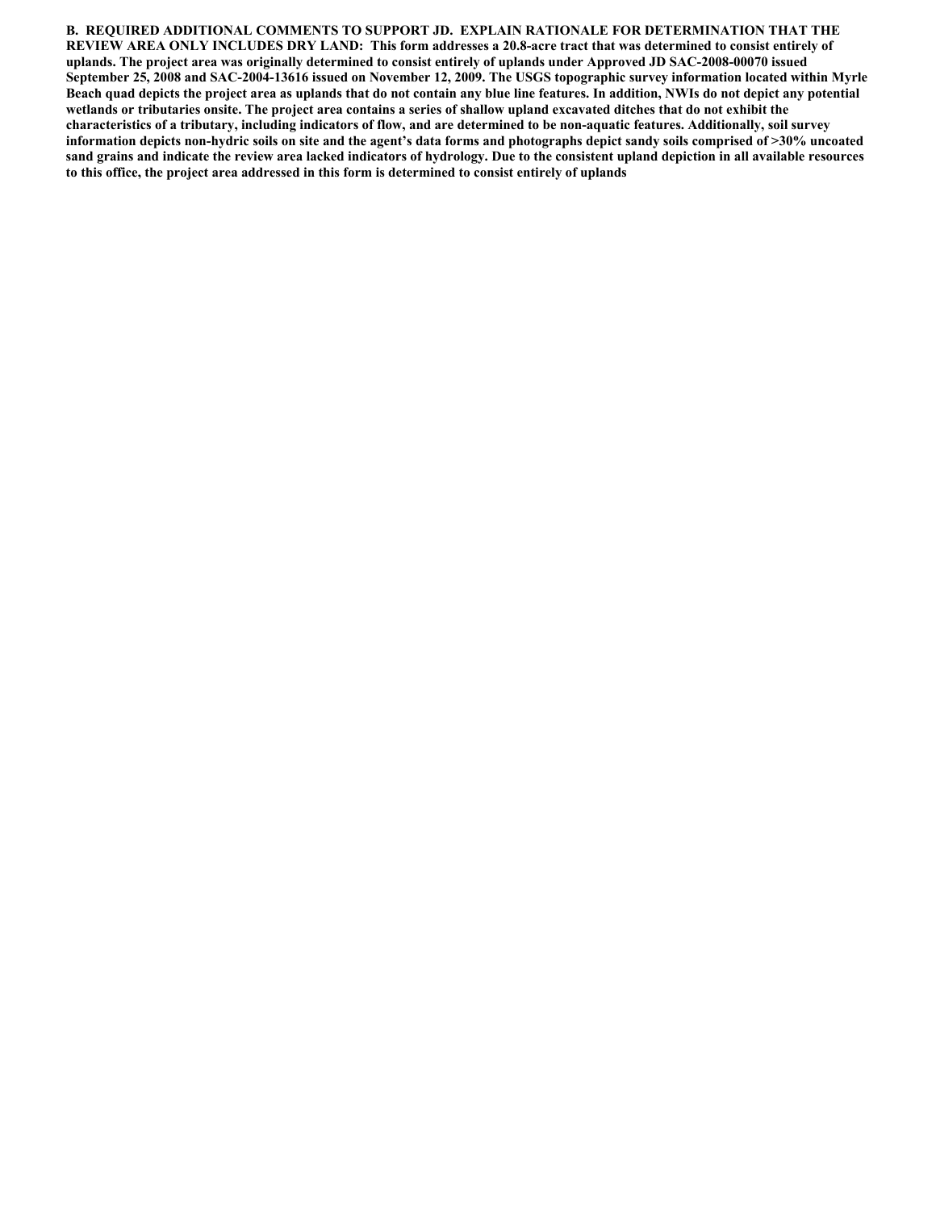**B. REQUIRED ADDITIONAL COMMENTS TO SUPPORT JD. EXPLAIN RATIONALE FOR DETERMINATION THAT THE REVIEW AREA ONLY INCLUDES DRY LAND: This form addresses a 20.8-acre tract that was determined to consist entirely of uplands. The project area was originally determined to consist entirely of uplands under Approved JD SAC-2008-00070 issued September 25, 2008 and SAC-2004-13616 issued on November 12, 2009. The USGS topographic survey information located within Myrle Beach quad depicts the project area as uplands that do not contain any blue line features. In addition, NWIs do not depict any potential wetlands or tributaries onsite. The project area contains a series of shallow upland excavated ditches that do not exhibit the characteristics of a tributary, including indicators of flow, and are determined to be non-aquatic features. Additionally, soil survey information depicts non-hydric soils on site and the agent's data forms and photographs depict sandy soils comprised of >30% uncoated sand grains and indicate the review area lacked indicators of hydrology. Due to the consistent upland depiction in all available resources to this office, the project area addressed in this form is determined to consist entirely of uplands**